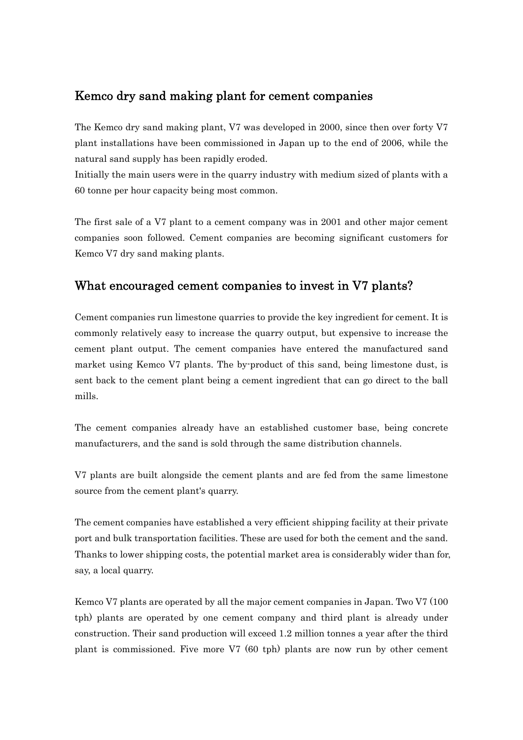## Kemco dry sand making plant for cement companies

The Kemco dry sand making plant, V7 was developed in 2000, since then over forty V7 plant installations have been commissioned in Japan up to the end of 2006, while the natural sand supply has been rapidly eroded.
Initially the main users were in the quarry industry with medium sized of plants with a 60 tonne per hour capacity being most common.

The first sale of a V7 plant to a cement company was in 2001 and other major cement companies soon followed. Cement companies are becoming significant customers for Kemco V7 dry sand making plants.

## What encouraged cement companies to invest in V7 plants?

Cement companies run limestone quarries to provide the key ingredient for cement. It is commonly relatively easy to increase the quarry output, but expensive to increase the cement plant output. The cement companies have entered the manufactured sand market using Kemco V7 plants. The by-product of this sand, being limestone dust, is sent back to the cement plant being a cement ingredient that can go direct to the ball mills.

The cement companies already have an established customer base, being concrete manufacturers, and the sand is sold through the same distribution channels.

V7 plants are built alongside the cement plants and are fed from the same limestone source from the cement plant's quarry.

The cement companies have established a very efficient shipping facility at their private port and bulk transportation facilities. These are used for both the cement and the sand. Thanks to lower shipping costs, the potential market area is considerably wider than for, say, a local quarry.

Kemco V7 plants are operated by all the major cement companies in Japan. Two V7 (100 tph) plants are operated by one cement company and third plant is already under construction. Their sand production will exceed 1.2 million tonnes a year after the third plant is commissioned. Five more V7 (60 tph) plants are now run by other cement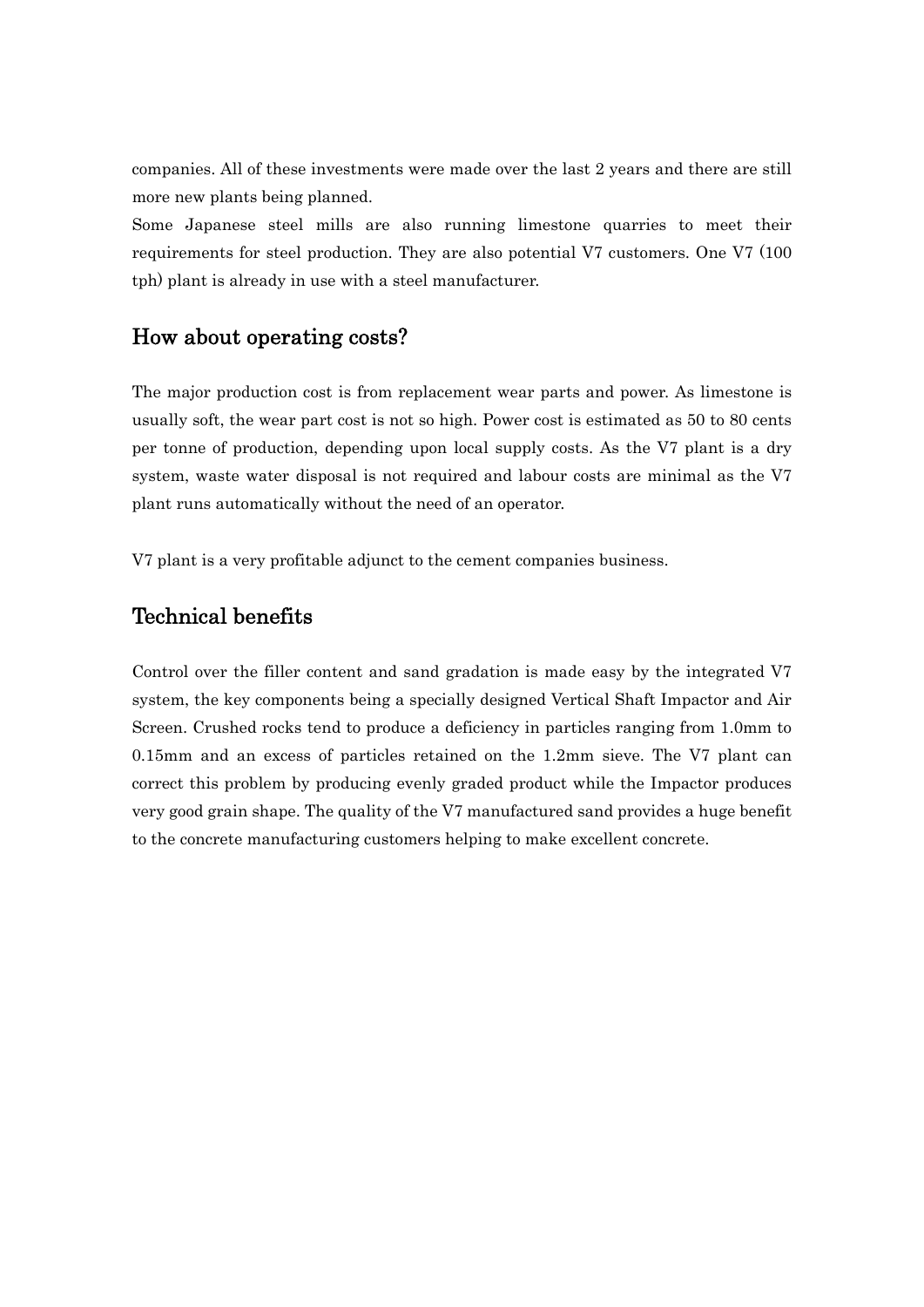companies. All of these investments were made over the last 2 years and there are still more new plants being planned.

Some Japanese steel mills are also running limestone quarries to meet their requirements for steel production. They are also potential V7 customers. One V7 (100 tph) plant is already in use with a steel manufacturer.

## How about operating costs?

The major production cost is from replacement wear parts and power. As limestone is usually soft, the wear part cost is not so high. Power cost is estimated as 50 to 80 cents per tonne of production, depending upon local supply costs. As the V7 plant is a dry system, waste water disposal is not required and labour costs are minimal as the V7 plant runs automatically without the need of an operator.

V7 plant is a very profitable adjunct to the cement companies business.

## Technical benefits

Control over the filler content and sand gradation is made easy by the integrated V7 system, the key components being a specially designed Vertical Shaft Impactor and Air Screen. Crushed rocks tend to produce a deficiency in particles ranging from 1.0mm to 0.15mm and an excess of particles retained on the 1.2mm sieve. The V7 plant can correct this problem by producing evenly graded product while the Impactor produces very good grain shape. The quality of the V7 manufactured sand provides a huge benefit to the concrete manufacturing customers helping to make excellent concrete.